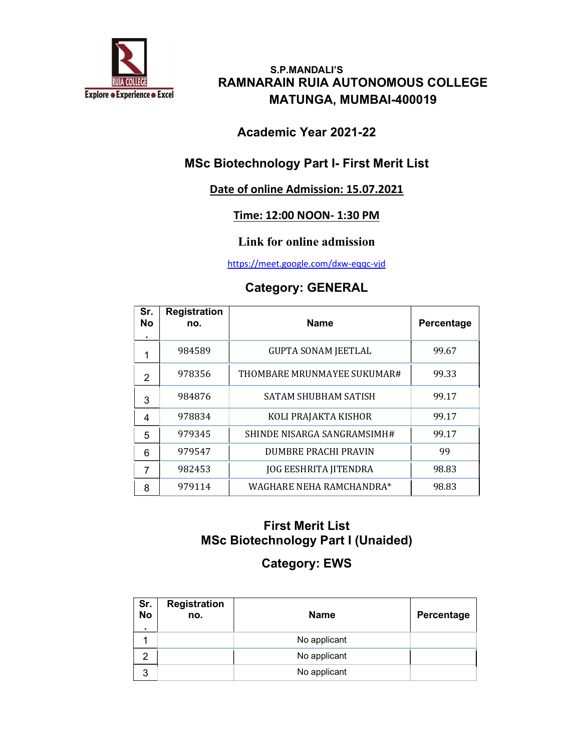S.P.MANDALI'S

# RAMNARAIN RUIA AUTONOMOUS COLLEGE
# MATUNGA, MUMBAI-400019

## Academic Year 2021-22

## MSc Biotechnology Part I- First Merit List

**Date of online Admission: 15.07.2021**

**Time: 12:00 NOON- 1:30 PM**

**Link for online admission**

https://meet.google.com/dxw-eqqc-vjd

### Category: GENERAL

| Sr. No. | Registration no. | Name | Percentage |
|---|---|---|---|
| 1 | 984589 | GUPTA SONAM JEETLAL | 99.67 |
| 2 | 978356 | THOMBARE MRUNMAYEE SUKUMAR# | 99.33 |
| 3 | 984876 | SATAM SHUBHAM SATISH | 99.17 |
| 4 | 978834 | KOLI PRAJAKTA KISHOR | 99.17 |
| 5 | 979345 | SHINDE NISARGA SANGRAMSIMH# | 99.17 |
| 6 | 979547 | DUMBRE PRACHI PRAVIN | 99 |
| 7 | 982453 | JOG EESHRITA JITENDRA | 98.83 |
| 8 | 979114 | WAGHARE NEHA RAMCHANDRA* | 98.83 |

## First Merit List
## MSc Biotechnology Part I (Unaided)

### Category: EWS

| Sr. No. | Registration no. | Name | Percentage |
|---|---|---|---|
| 1 | | No applicant | |
| 2 | | No applicant | |
| 3 | | No applicant | |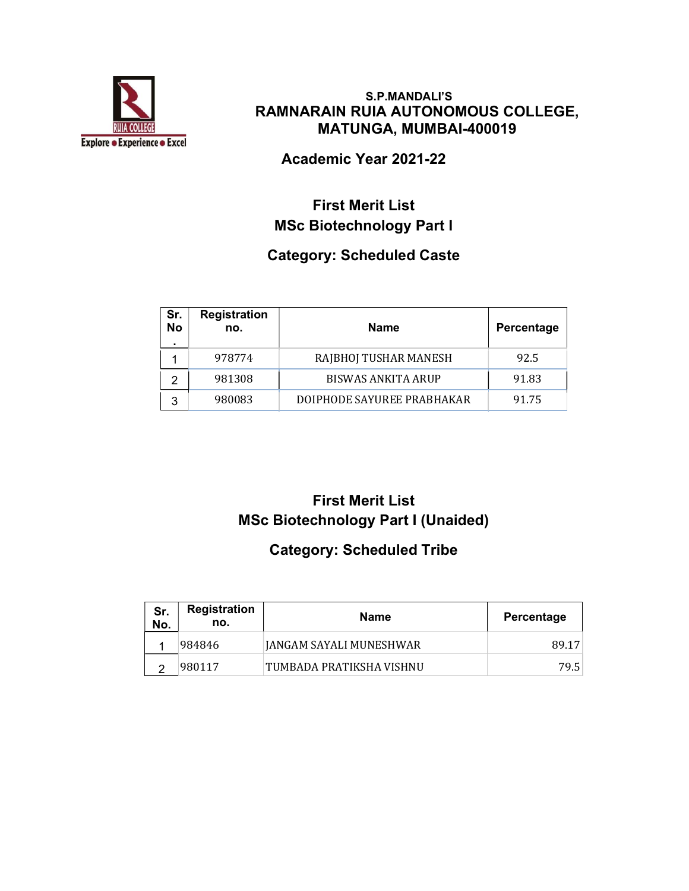S.P.MANDALI'S
# RAMNARAIN RUIA AUTONOMOUS COLLEGE, MATUNGA, MUMBAI-400019

## Academic Year 2021-22

## First Merit List
## MSc Biotechnology Part I

### Category: Scheduled Caste

| Sr. No. | Registration no. | Name | Percentage |
|---|---|---|---|
| 1 | 978774 | RAJBHOJ TUSHAR MANESH | 92.5 |
| 2 | 981308 | BISWAS ANKITA ARUP | 91.83 |
| 3 | 980083 | DOIPHODE SAYUREE PRABHAKAR | 91.75 |

## First Merit List
## MSc Biotechnology Part I (Unaided)

### Category: Scheduled Tribe

| Sr. No. | Registration no. | Name | Percentage |
|---|---|---|---|
| 1 | 984846 | JANGAM SAYALI MUNESHWAR | 89.17 |
| 2 | 980117 | TUMBADA PRATIKSHA VISHNU | 79.5 |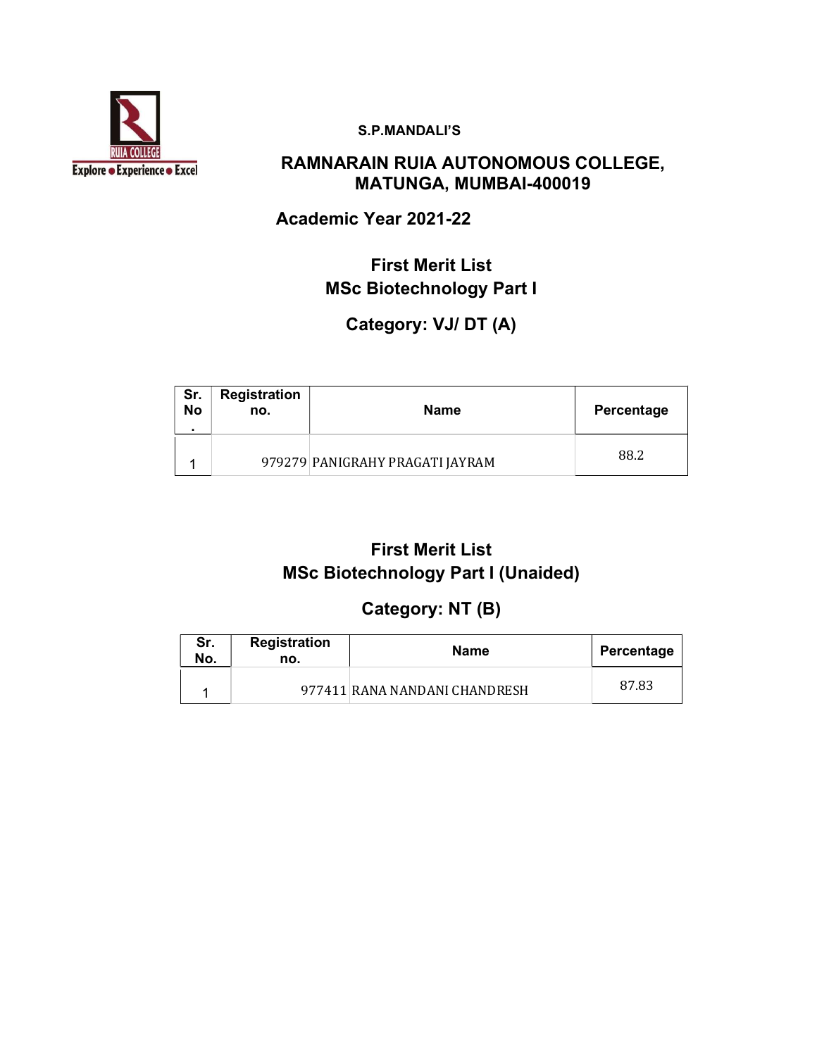S.P.MANDALI'S

## RAMNARAIN RUIA AUTONOMOUS COLLEGE, MATUNGA, MUMBAI-400019

### Academic Year 2021-22

### First Merit List
### MSc Biotechnology Part I

### Category: VJ/ DT (A)

| Sr. No. | Registration no. | Name | Percentage |
|---|---|---|---|
| 1 | 979279 | PANIGRAHY PRAGATI JAYRAM | 88.2 |

### First Merit List
### MSc Biotechnology Part I (Unaided)

### Category: NT (B)

| Sr. No. | Registration no. | Name | Percentage |
|---|---|---|---|
| 1 | 977411 | RANA NANDANI CHANDRESH | 87.83 |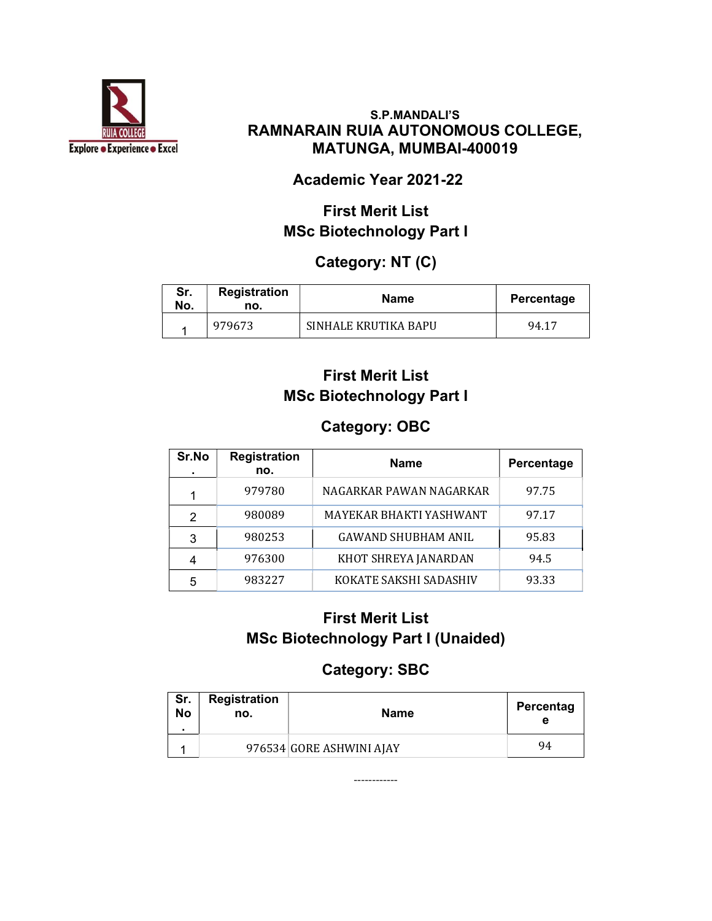S.P.MANDALI'S

# RAMNARAIN RUIA AUTONOMOUS COLLEGE, MATUNGA, MUMBAI-400019

## Academic Year 2021-22

## First Merit List
## MSc Biotechnology Part I

### Category: NT (C)

| Sr. No. | Registration no. | Name | Percentage |
|---|---|---|---|
| 1 | 979673 | SINHALE KRUTIKA BAPU | 94.17 |

## First Merit List
## MSc Biotechnology Part I

### Category: OBC

| Sr.No. | Registration no. | Name | Percentage |
|---|---|---|---|
| 1 | 979780 | NAGARKAR PAWAN NAGARKAR | 97.75 |
| 2 | 980089 | MAYEKAR BHAKTI YASHWANT | 97.17 |
| 3 | 980253 | GAWAND SHUBHAM ANIL | 95.83 |
| 4 | 976300 | KHOT SHREYA JANARDAN | 94.5 |
| 5 | 983227 | KOKATE SAKSHI SADASHIV | 93.33 |

## First Merit List
## MSc Biotechnology Part I (Unaided)

### Category: SBC

| Sr. No. | Registration no. | Name | Percentage |
|---|---|---|---|
| 1 | 976534 | GORE ASHWINI AJAY | 94 |

------------